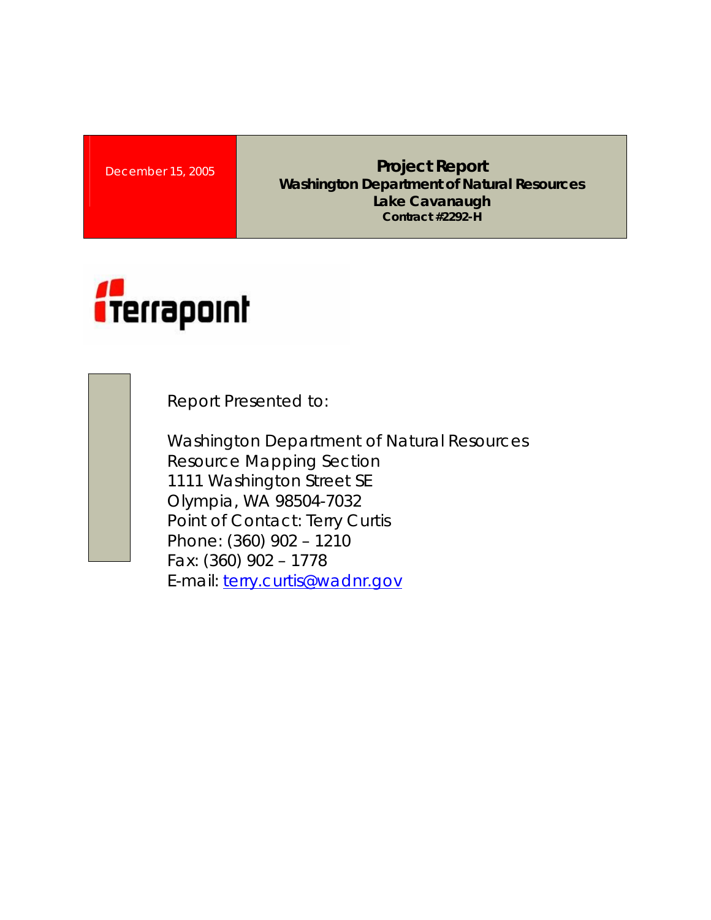December 15, 2005

# Project Report
## Washington Department of Natural Resources
## Lake Cavanaugh
### Contract #2292-H

Terrapoint

Report Presented to:

Washington Department of Natural Resources
Resource Mapping Section
1111 Washington Street SE
Olympia, WA 98504-7032
Point of Contact: Terry Curtis
Phone: (360) 902 – 1210
Fax: (360) 902 – 1778
E-mail: terry.curtis@wadnr.gov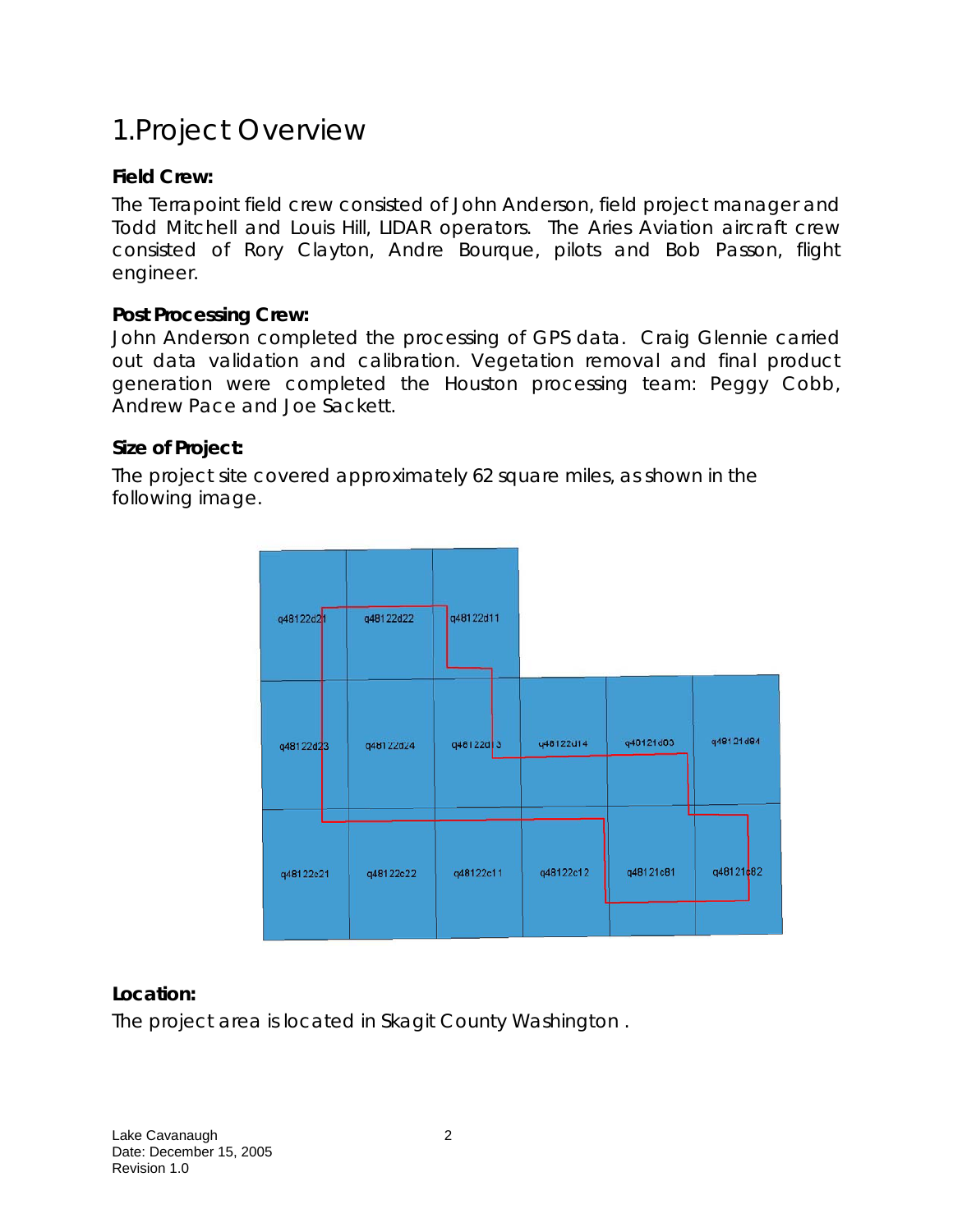# 1.Project Overview

**Field Crew:**

The Terrapoint field crew consisted of John Anderson, field project manager and Todd Mitchell and Louis Hill, LIDAR operators. The Aries Aviation aircraft crew consisted of Rory Clayton, Andre Bourque, pilots and Bob Passon, flight engineer.

**Post Processing Crew:**

John Anderson completed the processing of GPS data. Craig Glennie carried out data validation and calibration. Vegetation removal and final product generation were completed the Houston processing team: Peggy Cobb, Andrew Pace and Joe Sackett.

**Size of Project:**

The project site covered approximately 62 square miles, as shown in the following image.

q48122d21
q48122d22
q48122d11
q48122d23
q48122d24
q48122d13
q48122d14
q48121d03
q48121d04
q48122c21
q48122c22
q48122c11
q48122c12
q48121c01
q48121c02

**Location:**

The project area is located in Skagit County Washington .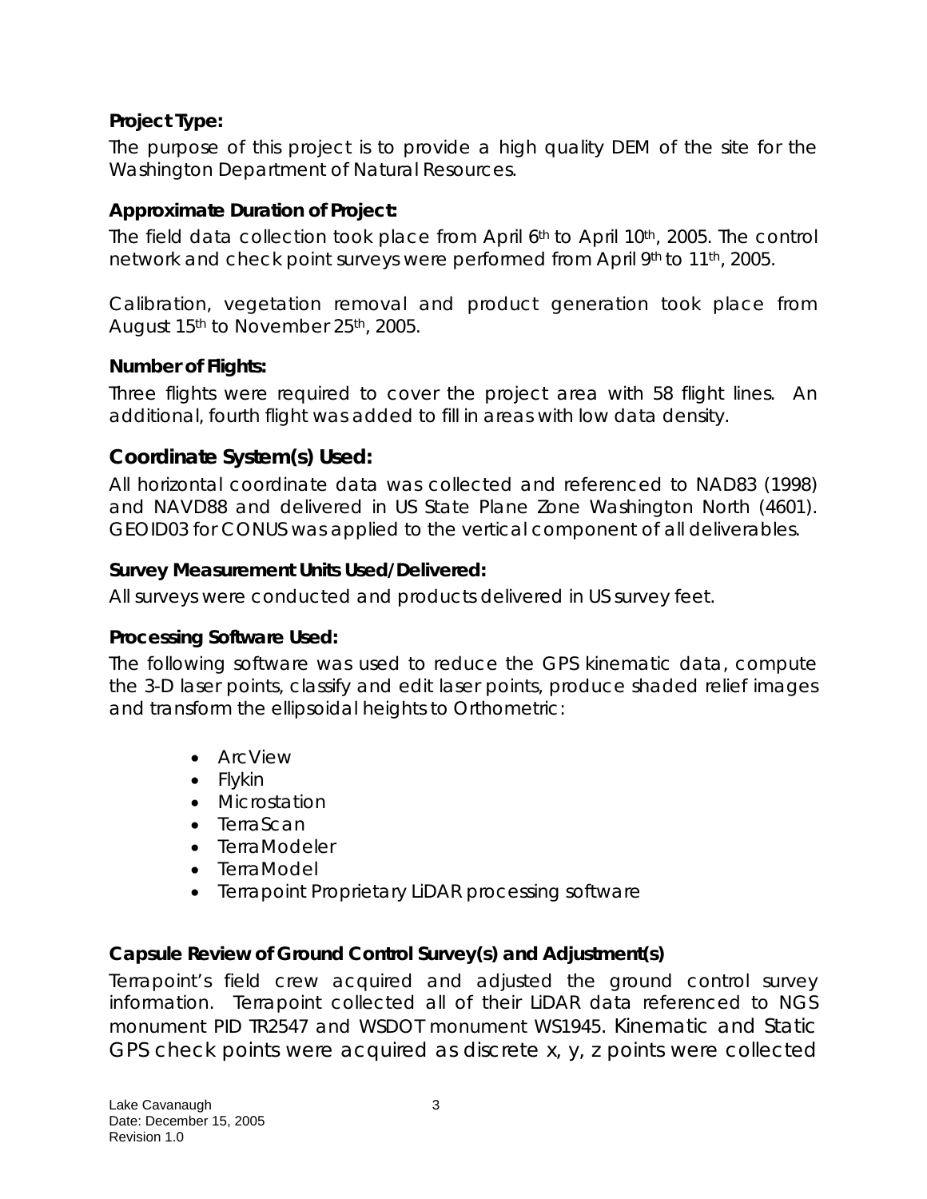**Project Type:**

The purpose of this project is to provide a high quality DEM of the site for the Washington Department of Natural Resources.

**Approximate Duration of Project:**

The field data collection took place from April 6th to April 10th, 2005. The control network and check point surveys were performed from April 9th to 11th, 2005.

Calibration, vegetation removal and product generation took place from August 15th to November 25th, 2005.

**Number of Flights:**

Three flights were required to cover the project area with 58 flight lines. An additional, fourth flight was added to fill in areas with low data density.

## Coordinate System(s) Used:

All horizontal coordinate data was collected and referenced to NAD83 (1998) and NAVD88 and delivered in US State Plane Zone Washington North (4601). GEOID03 for CONUS was applied to the vertical component of all deliverables.

**Survey Measurement Units Used/Delivered:**

All surveys were conducted and products delivered in US survey feet.

**Processing Software Used:**

The following software was used to reduce the GPS kinematic data, compute the 3-D laser points, classify and edit laser points, produce shaded relief images and transform the ellipsoidal heights to Orthometric:

- ArcView
- Flykin
- Microstation
- TerraScan
- TerraModeler
- TerraModel
- Terrapoint Proprietary LiDAR processing software

**Capsule Review of Ground Control Survey(s) and Adjustment(s)**

Terrapoint's field crew acquired and adjusted the ground control survey information. Terrapoint collected all of their LiDAR data referenced to NGS monument PID TR2547 and WSDOT monument WS1945. Kinematic and Static GPS check points were acquired as discrete x, y, z points were collected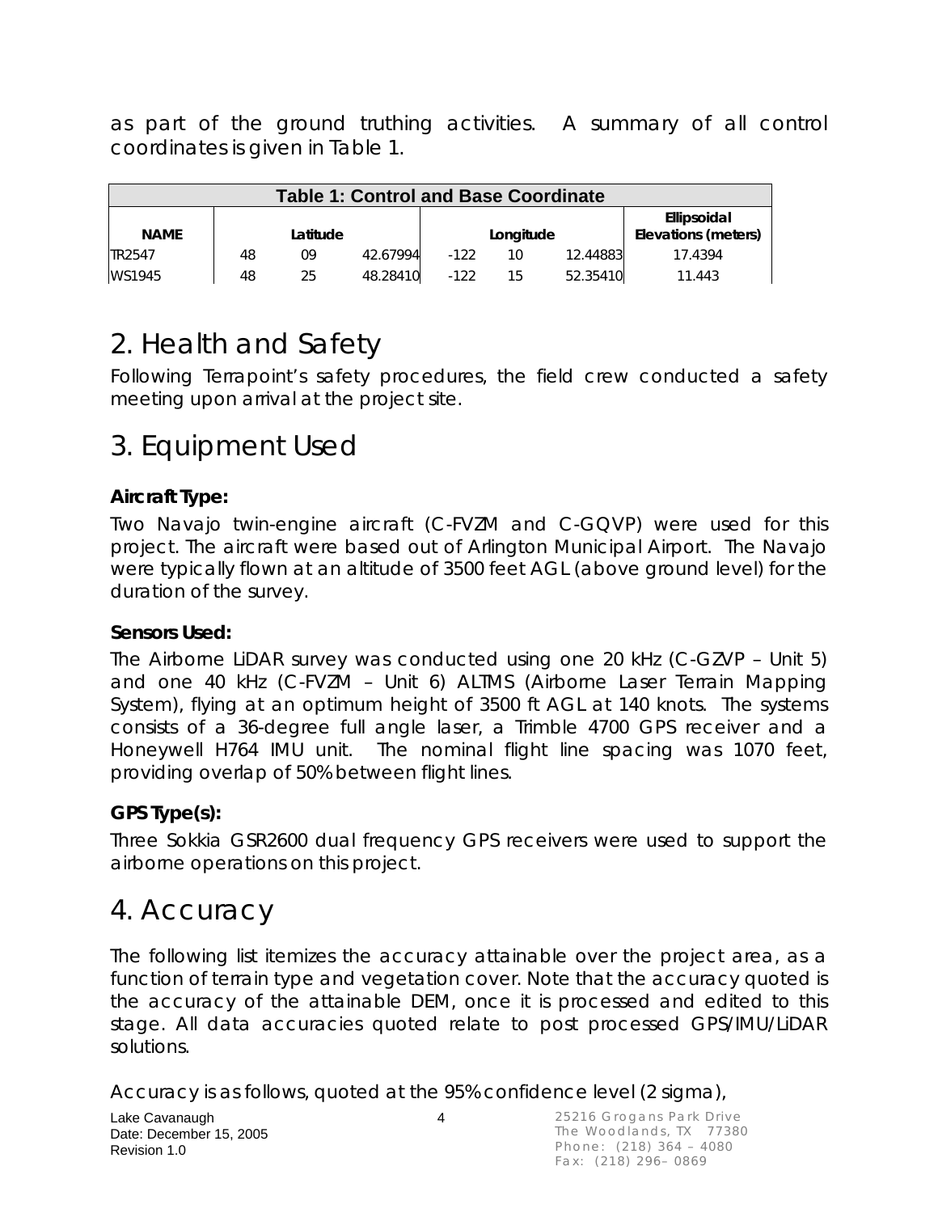as part of the ground truthing activities. A summary of all control coordinates is given in Table 1.

| Table 1: Control and Base Coordinate | | | | | | | |
|---|---|---|---|---|---|---|---|
| **NAME** | | **Latitude** | | | **Longitude** | | **Ellipsoidal Elevations (meters)** |
| TR2547 | 48 | 09 | 42.67994 | -122 | 10 | 12.44883 | 17.4394 |
| WS1945 | 48 | 25 | 48.28410 | -122 | 15 | 52.35410 | 11.443 |

# 2. Health and Safety

*Following Terrapoint's safety procedures, the field crew conducted a safety meeting upon arrival at the project site.*

# 3. Equipment Used

### Aircraft Type:

Two Navajo twin-engine aircraft (C-FVZM and C-GQVP) were used for this project. The aircraft were based out of Arlington Municipal Airport. The Navajo were typically flown at an altitude of 3500 feet AGL (above ground level) for the duration of the survey.

### Sensors Used:

The Airborne LiDAR survey was conducted using one 20 kHz (C-GZVP – Unit 5) and one 40 kHz (C-FVZM – Unit 6) ALTMS (Airborne Laser Terrain Mapping System), flying at an optimum height of 3500 ft AGL at 140 knots. The systems consists of a 36-degree full angle laser, a Trimble 4700 GPS receiver and a Honeywell H764 IMU unit. The nominal flight line spacing was 1070 feet, providing overlap of 50% between flight lines.

### GPS Type(s):

Three Sokkia GSR2600 dual frequency GPS receivers were used to support the airborne operations on this project.

# 4. Accuracy

The following list itemizes the accuracy attainable over the project area, as a function of terrain type and vegetation cover. Note that the accuracy quoted is the accuracy of the attainable DEM, once it is processed and edited to this stage. All data accuracies quoted relate to post processed GPS/IMU/LiDAR solutions.

Accuracy is as follows, quoted at the 95% confidence level (2 sigma),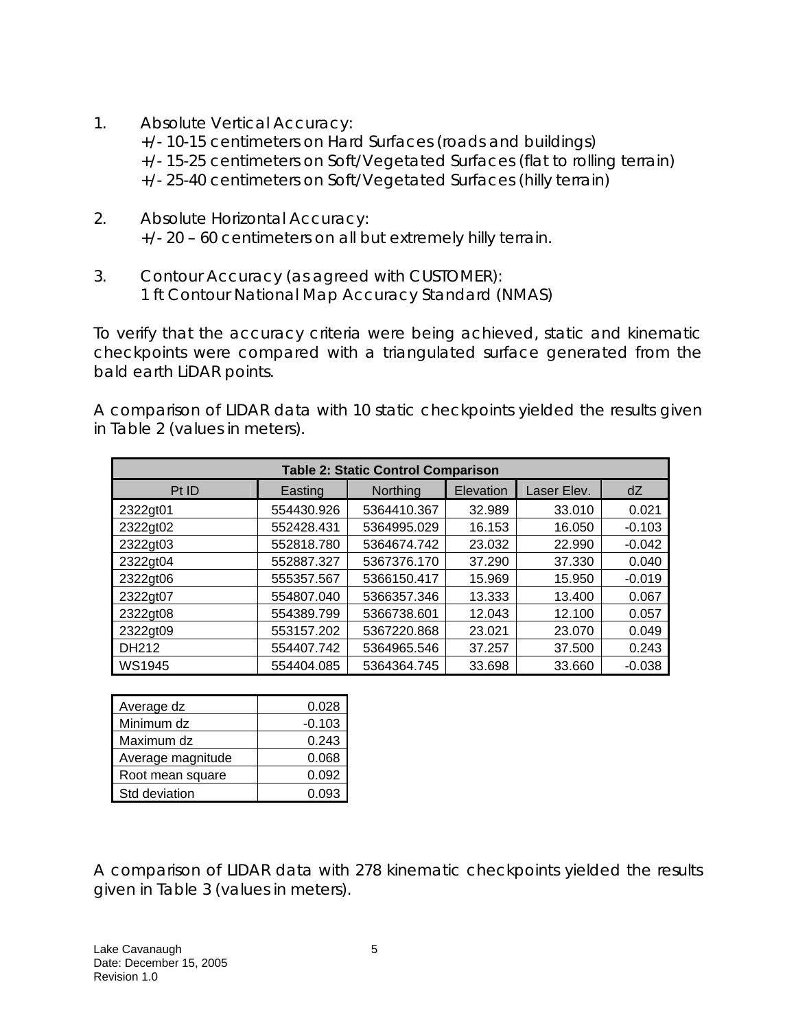1. Absolute Vertical Accuracy:
   +/- 10-15 centimeters on Hard Surfaces (roads and buildings)
   +/- 15-25 centimeters on Soft/Vegetated Surfaces (flat to rolling terrain)
   +/- 25-40 centimeters on Soft/Vegetated Surfaces (hilly terrain)

2. Absolute Horizontal Accuracy:
   +/- 20 – 60 centimeters on all but extremely hilly terrain.

3. Contour Accuracy (as agreed with CUSTOMER):
   1 ft Contour National Map Accuracy Standard (NMAS)

To verify that the accuracy criteria were being achieved, static and kinematic checkpoints were compared with a triangulated surface generated from the bald earth LiDAR points.

A comparison of LIDAR data with 10 static checkpoints yielded the results given in Table 2 (values in meters).

**Table 2: Static Control Comparison**

| Pt ID | Easting | Northing | Elevation | Laser Elev. | dZ |
|---|---|---|---|---|---|
| 2322gt01 | 554430.926 | 5364410.367 | 32.989 | 33.010 | 0.021 |
| 2322gt02 | 552428.431 | 5364995.029 | 16.153 | 16.050 | -0.103 |
| 2322gt03 | 552818.780 | 5364674.742 | 23.032 | 22.990 | -0.042 |
| 2322gt04 | 552887.327 | 5367376.170 | 37.290 | 37.330 | 0.040 |
| 2322gt06 | 555357.567 | 5366150.417 | 15.969 | 15.950 | -0.019 |
| 2322gt07 | 554807.040 | 5366357.346 | 13.333 | 13.400 | 0.067 |
| 2322gt08 | 554389.799 | 5366738.601 | 12.043 | 12.100 | 0.057 |
| 2322gt09 | 553157.202 | 5367220.868 | 23.021 | 23.070 | 0.049 |
| DH212 | 554407.742 | 5364965.546 | 37.257 | 37.500 | 0.243 |
| WS1945 | 554404.085 | 5364364.745 | 33.698 | 33.660 | -0.038 |

| | |
|---|---|
| Average dz | 0.028 |
| Minimum dz | -0.103 |
| Maximum dz | 0.243 |
| Average magnitude | 0.068 |
| Root mean square | 0.092 |
| Std deviation | 0.093 |

A comparison of LIDAR data with 278 kinematic checkpoints yielded the results given in Table 3 (values in meters).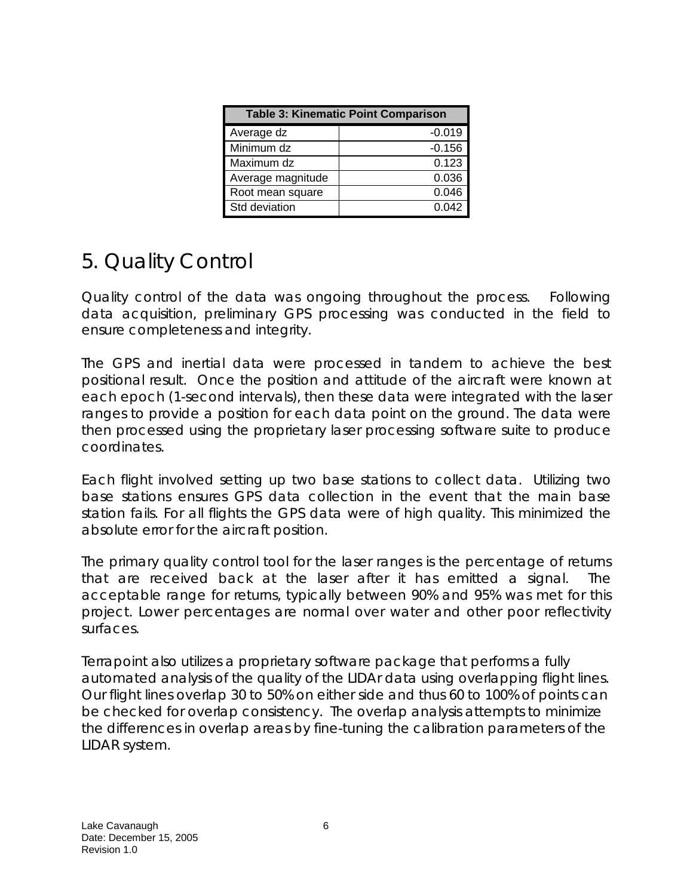| Table 3: Kinematic Point Comparison | |
|---|---|
| Average dz | -0.019 |
| Minimum dz | -0.156 |
| Maximum dz | 0.123 |
| Average magnitude | 0.036 |
| Root mean square | 0.046 |
| Std deviation | 0.042 |

# 5. Quality Control

Quality control of the data was ongoing throughout the process. Following data acquisition, preliminary GPS processing was conducted in the field to ensure completeness and integrity.

The GPS and inertial data were processed in tandem to achieve the best positional result. Once the position and attitude of the aircraft were known at each epoch (1-second intervals), then these data were integrated with the laser ranges to provide a position for each data point on the ground. The data were then processed using the proprietary laser processing software suite to produce coordinates.

Each flight involved setting up two base stations to collect data. Utilizing two base stations ensures GPS data collection in the event that the main base station fails. For all flights the GPS data were of high quality. This minimized the absolute error for the aircraft position.

The primary quality control tool for the laser ranges is the percentage of returns that are received back at the laser after it has emitted a signal. The acceptable range for returns, typically between 90% and 95% was met for this project. Lower percentages are normal over water and other poor reflectivity surfaces.

Terrapoint also utilizes a proprietary software package that performs a fully automated analysis of the quality of the LIDAr data using overlapping flight lines. Our flight lines overlap 30 to 50% on either side and thus 60 to 100% of points can be checked for overlap consistency. The overlap analysis attempts to minimize the differences in overlap areas by fine-tuning the calibration parameters of the LIDAR system.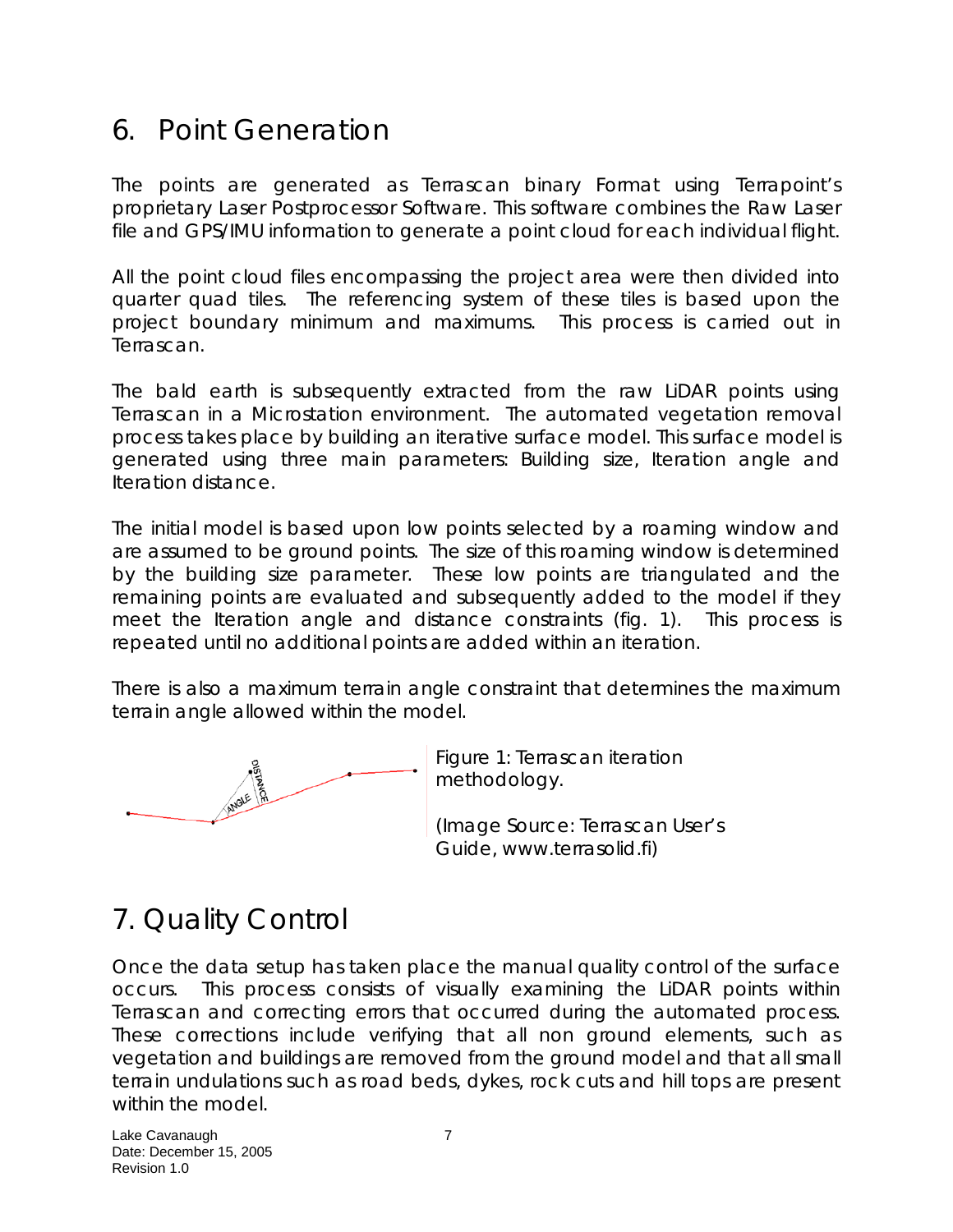# 6. Point Generation

The points are generated as Terrascan binary Format using Terrapoint's proprietary Laser Postprocessor Software. This software combines the Raw Laser file and GPS/IMU information to generate a point cloud for each individual flight.

All the point cloud files encompassing the project area were then divided into quarter quad tiles. The referencing system of these tiles is based upon the project boundary minimum and maximums. This process is carried out in Terrascan.

The bald earth is subsequently extracted from the raw LiDAR points using Terrascan in a Microstation environment. The automated vegetation removal process takes place by building an iterative surface model. This surface model is generated using three main parameters: Building size, Iteration angle and Iteration distance.

The initial model is based upon low points selected by a roaming window and are assumed to be ground points. The size of this roaming window is determined by the building size parameter. These low points are triangulated and the remaining points are evaluated and subsequently added to the model if they meet the Iteration angle and distance constraints (fig. 1). This process is repeated until no additional points are added within an iteration.

There is also a maximum terrain angle constraint that determines the maximum terrain angle allowed within the model.

DISTANCE

ANGLE

Figure 1: Terrascan iteration methodology.

(Image Source: Terrascan User's Guide, www.terrasolid.fi)

# 7. Quality Control

Once the data setup has taken place the manual quality control of the surface occurs. This process consists of visually examining the LiDAR points within Terrascan and correcting errors that occurred during the automated process. These corrections include verifying that all non ground elements, such as vegetation and buildings are removed from the ground model and that all small terrain undulations such as road beds, dykes, rock cuts and hill tops are present within the model.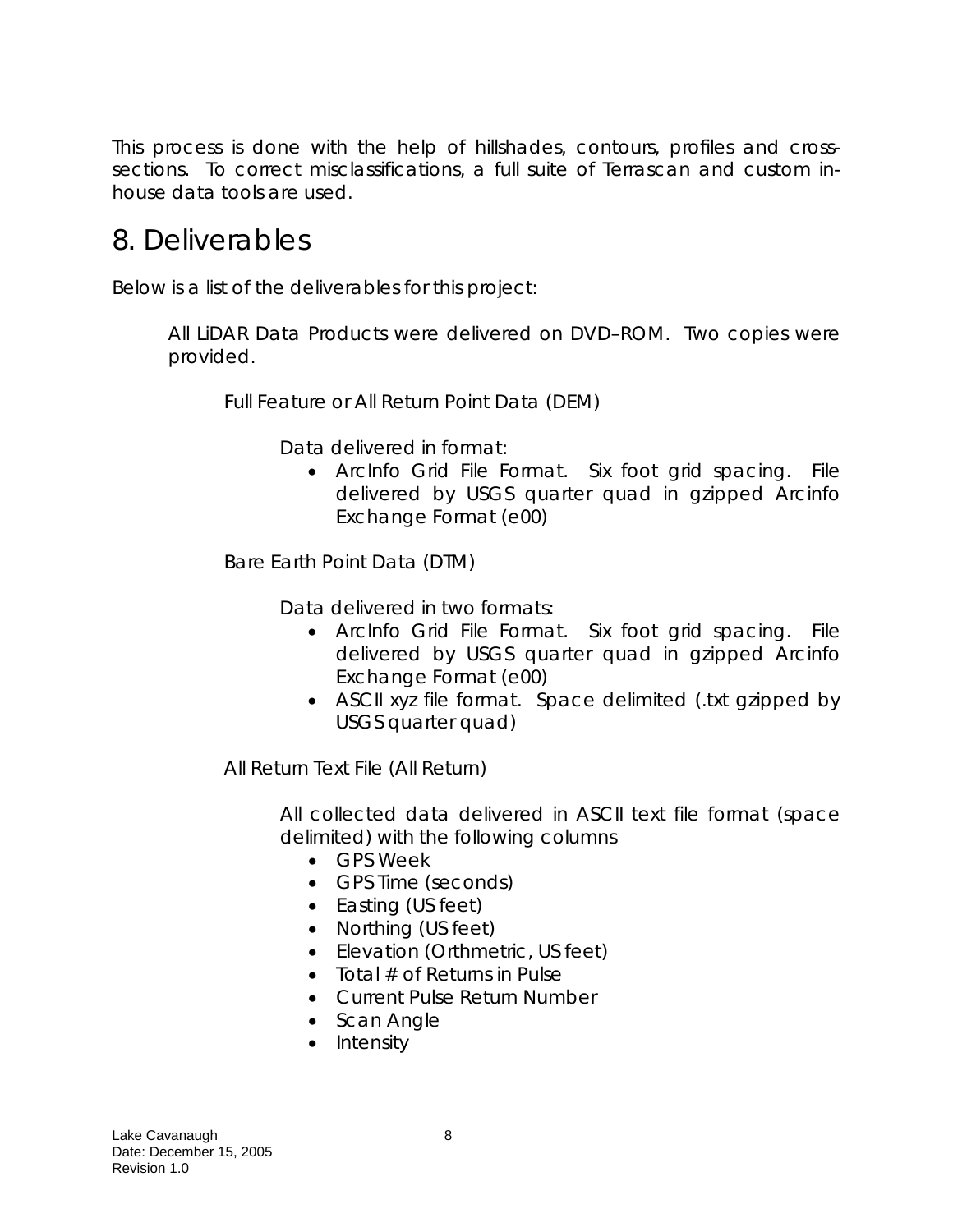This process is done with the help of hillshades, contours, profiles and cross-sections. To correct misclassifications, a full suite of Terrascan and custom in-house data tools are used.

# 8. Deliverables

Below is a list of the deliverables for this project:

All LiDAR Data Products were delivered on DVD–ROM. Two copies were provided.

Full Feature or All Return Point Data (DEM)

Data delivered in format:

- ArcInfo Grid File Format. Six foot grid spacing. File delivered by USGS quarter quad in gzipped Arcinfo Exchange Format (e00)

Bare Earth Point Data (DTM)

Data delivered in two formats:

- ArcInfo Grid File Format. Six foot grid spacing. File delivered by USGS quarter quad in gzipped Arcinfo Exchange Format (e00)
- ASCII xyz file format. Space delimited (.txt gzipped by USGS quarter quad)

All Return Text File (All Return)

All collected data delivered in ASCII text file format (space delimited) with the following columns

- GPS Week
- GPS Time (seconds)
- Easting (US feet)
- Northing (US feet)
- Elevation (Orthmetric, US feet)
- Total # of Returns in Pulse
- Current Pulse Return Number
- Scan Angle
- Intensity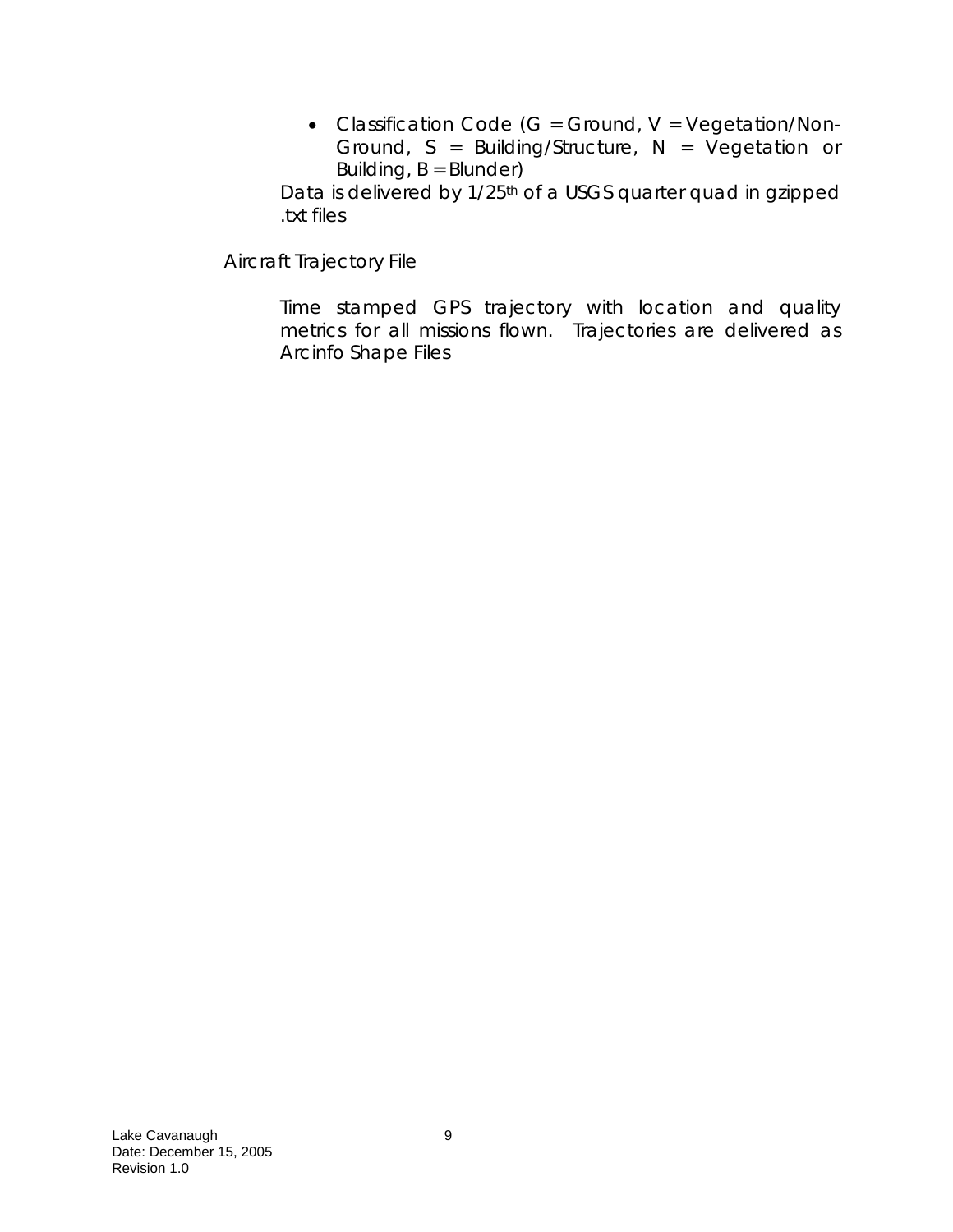- Classification Code (G = Ground, V = Vegetation/Non-Ground, S = Building/Structure, N = Vegetation or Building, B = Blunder)

Data is delivered by 1/25th of a USGS quarter quad in gzipped .txt files

Aircraft Trajectory File

Time stamped GPS trajectory with location and quality metrics for all missions flown. Trajectories are delivered as Arcinfo Shape Files